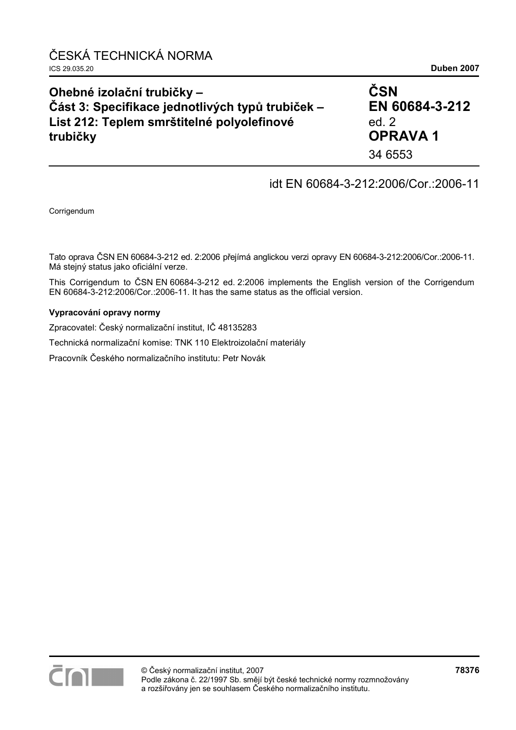ČESKÁ TECHNICKÁ NORMA

ICS 29.035.20 **Duben 2007**

# Ohebné izolační trubičky – Část 3: Specifikace jednotlivých typů trubiček – List 212: Teplem smrštitelné polyolefinové trubičky

**ČSN EN 60684-3-212**
ed. 2
**OPRAVA 1**
34 6553

idt EN 60684-3-212:2006/Cor.:2006-11

Corrigendum

Tato oprava ČSN EN 60684-3-212 ed. 2:2006 přejímá anglickou verzi opravy EN 60684-3-212:2006/Cor.:2006-11. Má stejný status jako oficiální verze.

This Corrigendum to ČSN EN 60684-3-212 ed. 2:2006 implements the English version of the Corrigendum EN 60684-3-212:2006/Cor.:2006-11. It has the same status as the official version.

**Vypracování opravy normy**

Zpracovatel: Český normalizační institut, IČ 48135283

Technická normalizační komise: TNK 110 Elektroizolační materiály

Pracovník Českého normalizačního institutu: Petr Novák

© Český normalizační institut, 2007
Podle zákona č. 22/1997 Sb. smějí být české technické normy rozmnožovány a rozšiřovány jen se souhlasem Českého normalizačního institutu.

**78376**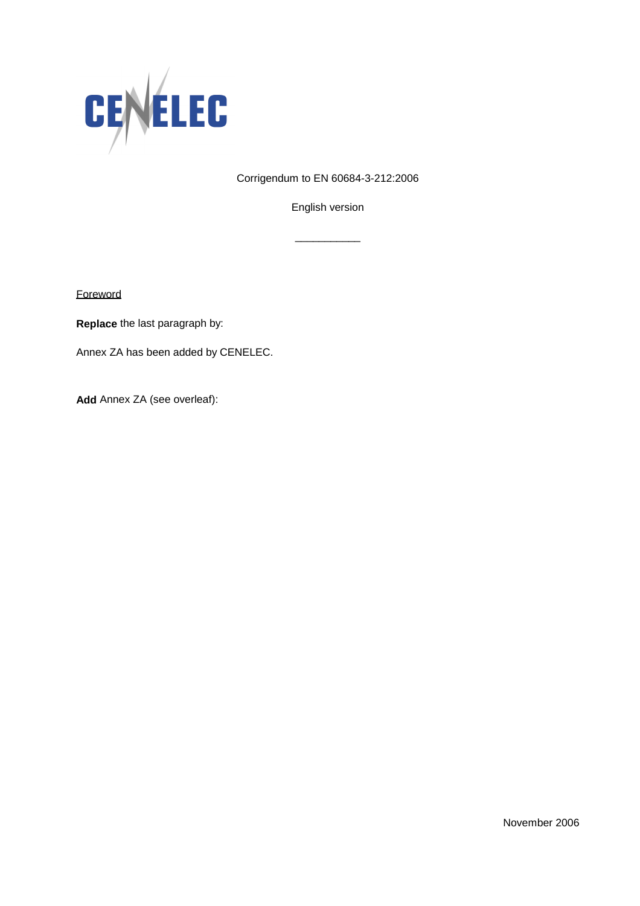CENELEC

Corrigendum to EN 60684-3-212:2006

English version

___________

Foreword

**Replace** the last paragraph by:

Annex ZA has been added by CENELEC.

**Add** Annex ZA (see overleaf):

November 2006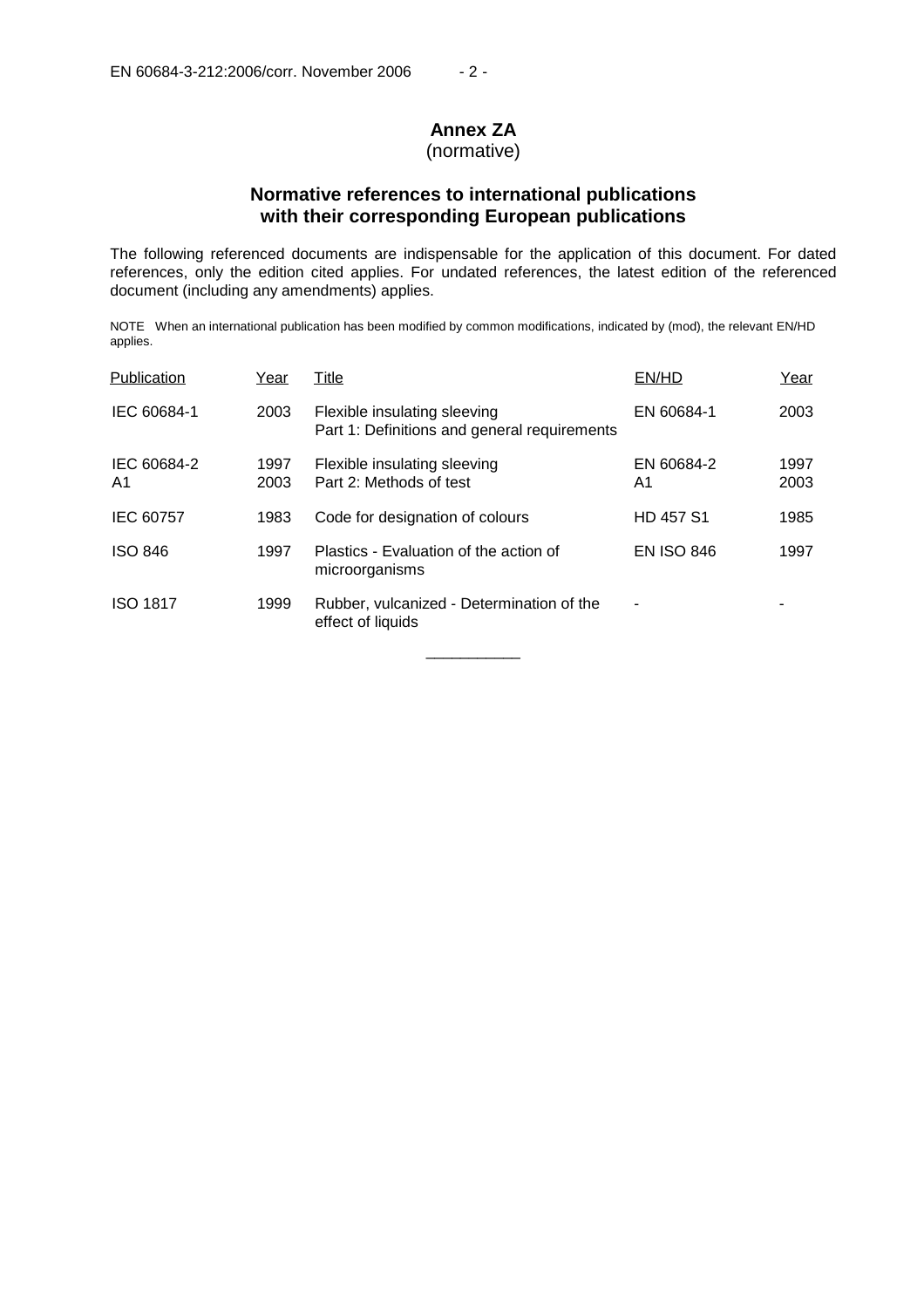# Annex ZA
(normative)

## Normative references to international publications with their corresponding European publications

The following referenced documents are indispensable for the application of this document. For dated references, only the edition cited applies. For undated references, the latest edition of the referenced document (including any amendments) applies.

NOTE When an international publication has been modified by common modifications, indicated by (mod), the relevant EN/HD applies.

| Publication | Year | Title | EN/HD | Year |
|---|---|---|---|---|
| IEC 60684-1 | 2003 | Flexible insulating sleeving<br>Part 1: Definitions and general requirements | EN 60684-1 | 2003 |
| IEC 60684-2<br>A1 | 1997<br>2003 | Flexible insulating sleeving<br>Part 2: Methods of test | EN 60684-2<br>A1 | 1997<br>2003 |
| IEC 60757 | 1983 | Code for designation of colours | HD 457 S1 | 1985 |
| ISO 846 | 1997 | Plastics - Evaluation of the action of microorganisms | EN ISO 846 | 1997 |
| ISO 1817 | 1999 | Rubber, vulcanized - Determination of the effect of liquids | - | - |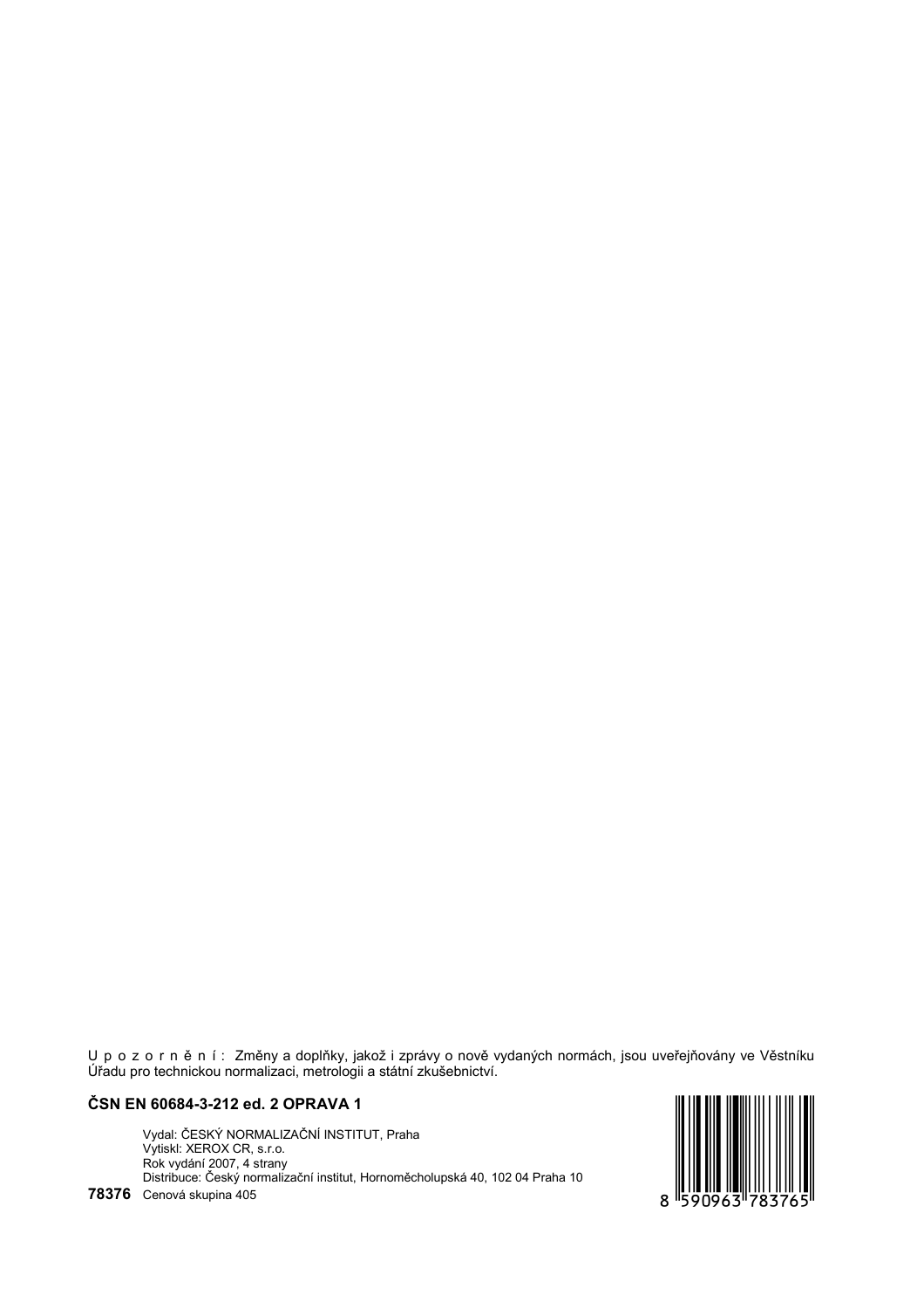U p o z o r n ě n í : Změny a doplňky, jakož i zprávy o nově vydaných normách, jsou uveřejňovány ve Věstníku Úřadu pro technickou normalizaci, metrologii a státní zkušebnictví.

**ČSN EN 60684-3-212 ed. 2 OPRAVA 1**

Vydal: ČESKÝ NORMALIZAČNÍ INSTITUT, Praha
Vytiskl: XEROX CR, s.r.o.
Rok vydání 2007, 4 strany
Distribuce: Český normalizační institut, Hornoměcholupská 40, 102 04 Praha 10

**78376** Cenová skupina 405

8 590963 783765